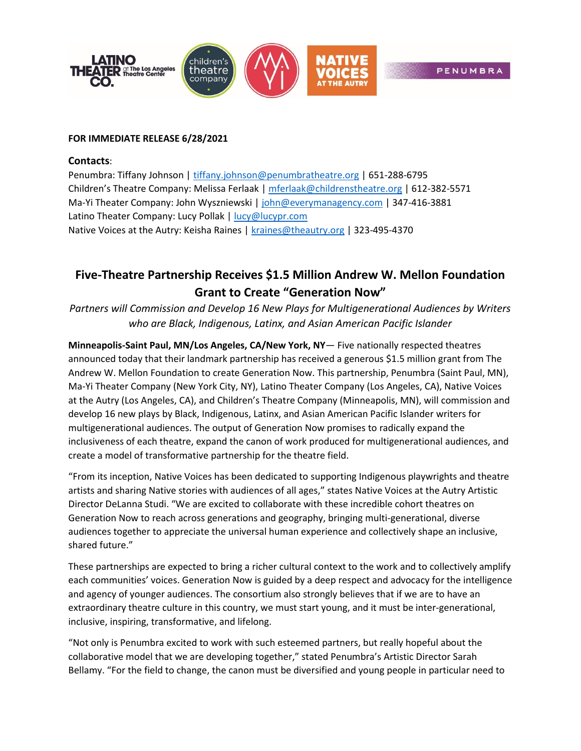**FOR IMMEDIATE RELEASE 6/28/2021**

**Contacts**:
Penumbra: Tiffany Johnson | tiffany.johnson@penumbratheatre.org | 651-288-6795
Children's Theatre Company: Melissa Ferlaak | mferlaak@childrenstheatre.org | 612-382-5571
Ma-Yi Theater Company: John Wyszniewski | john@everymanagency.com | 347-416-3881
Latino Theater Company: Lucy Pollak | lucy@lucypr.com
Native Voices at the Autry: Keisha Raines | kraines@theautry.org | 323-495-4370

## Five-Theatre Partnership Receives $1.5 Million Andrew W. Mellon Foundation Grant to Create "Generation Now"

*Partners will Commission and Develop 16 New Plays for Multigenerational Audiences by Writers who are Black, Indigenous, Latinx, and Asian American Pacific Islander*

**Minneapolis-Saint Paul, MN/Los Angeles, CA/New York, NY**— Five nationally respected theatres announced today that their landmark partnership has received a generous $1.5 million grant from The Andrew W. Mellon Foundation to create Generation Now. This partnership, Penumbra (Saint Paul, MN), Ma-Yi Theater Company (New York City, NY), Latino Theater Company (Los Angeles, CA), Native Voices at the Autry (Los Angeles, CA), and Children's Theatre Company (Minneapolis, MN), will commission and develop 16 new plays by Black, Indigenous, Latinx, and Asian American Pacific Islander writers for multigenerational audiences. The output of Generation Now promises to radically expand the inclusiveness of each theatre, expand the canon of work produced for multigenerational audiences, and create a model of transformative partnership for the theatre field.

"From its inception, Native Voices has been dedicated to supporting Indigenous playwrights and theatre artists and sharing Native stories with audiences of all ages," states Native Voices at the Autry Artistic Director DeLanna Studi. "We are excited to collaborate with these incredible cohort theatres on Generation Now to reach across generations and geography, bringing multi-generational, diverse audiences together to appreciate the universal human experience and collectively shape an inclusive, shared future."

These partnerships are expected to bring a richer cultural context to the work and to collectively amplify each communities' voices. Generation Now is guided by a deep respect and advocacy for the intelligence and agency of younger audiences. The consortium also strongly believes that if we are to have an extraordinary theatre culture in this country, we must start young, and it must be inter-generational, inclusive, inspiring, transformative, and lifelong.

"Not only is Penumbra excited to work with such esteemed partners, but really hopeful about the collaborative model that we are developing together," stated Penumbra's Artistic Director Sarah Bellamy. "For the field to change, the canon must be diversified and young people in particular need to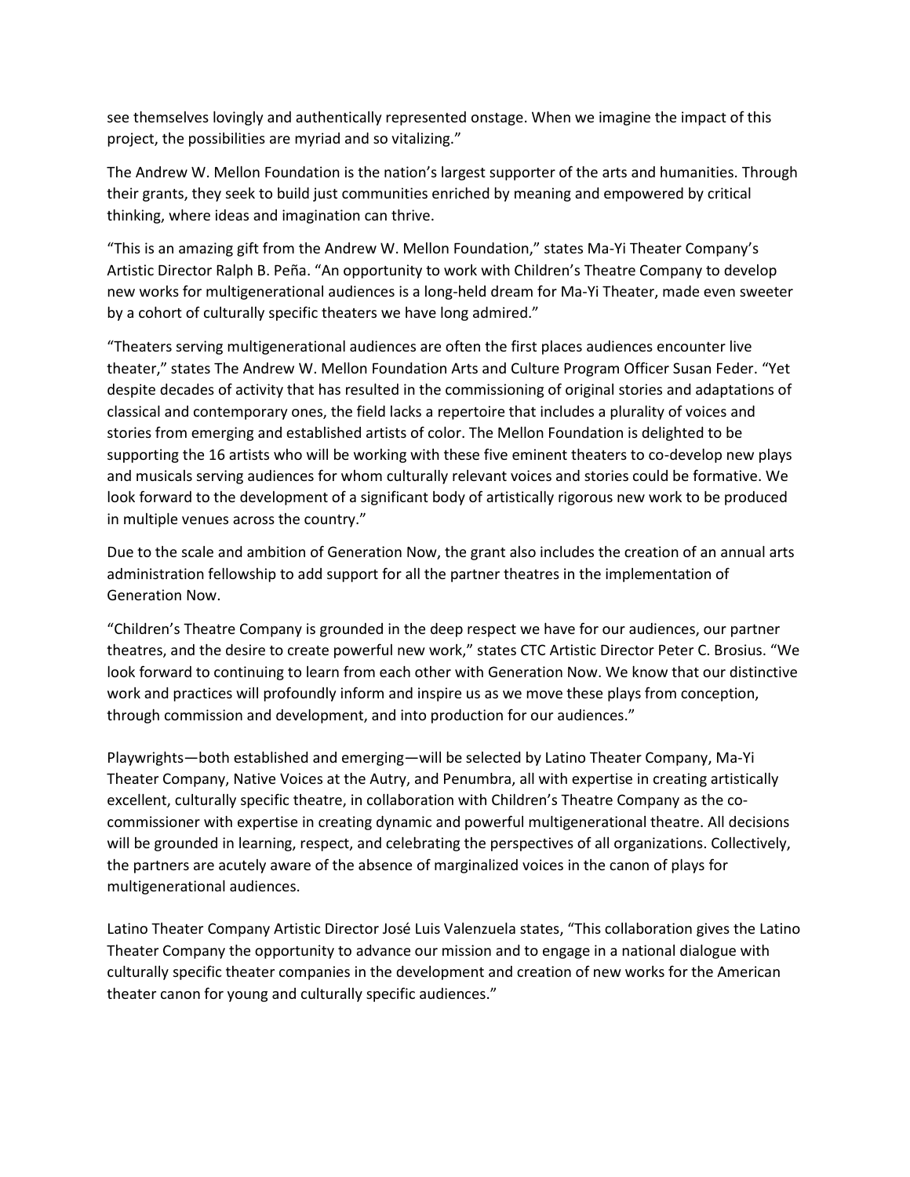see themselves lovingly and authentically represented onstage. When we imagine the impact of this project, the possibilities are myriad and so vitalizing."

The Andrew W. Mellon Foundation is the nation's largest supporter of the arts and humanities. Through their grants, they seek to build just communities enriched by meaning and empowered by critical thinking, where ideas and imagination can thrive.

"This is an amazing gift from the Andrew W. Mellon Foundation," states Ma-Yi Theater Company's Artistic Director Ralph B. Peña. "An opportunity to work with Children's Theatre Company to develop new works for multigenerational audiences is a long-held dream for Ma-Yi Theater, made even sweeter by a cohort of culturally specific theaters we have long admired."

"Theaters serving multigenerational audiences are often the first places audiences encounter live theater," states The Andrew W. Mellon Foundation Arts and Culture Program Officer Susan Feder. "Yet despite decades of activity that has resulted in the commissioning of original stories and adaptations of classical and contemporary ones, the field lacks a repertoire that includes a plurality of voices and stories from emerging and established artists of color. The Mellon Foundation is delighted to be supporting the 16 artists who will be working with these five eminent theaters to co-develop new plays and musicals serving audiences for whom culturally relevant voices and stories could be formative. We look forward to the development of a significant body of artistically rigorous new work to be produced in multiple venues across the country."

Due to the scale and ambition of Generation Now, the grant also includes the creation of an annual arts administration fellowship to add support for all the partner theatres in the implementation of Generation Now.

"Children's Theatre Company is grounded in the deep respect we have for our audiences, our partner theatres, and the desire to create powerful new work," states CTC Artistic Director Peter C. Brosius. "We look forward to continuing to learn from each other with Generation Now. We know that our distinctive work and practices will profoundly inform and inspire us as we move these plays from conception, through commission and development, and into production for our audiences."

Playwrights—both established and emerging—will be selected by Latino Theater Company, Ma-Yi Theater Company, Native Voices at the Autry, and Penumbra, all with expertise in creating artistically excellent, culturally specific theatre, in collaboration with Children's Theatre Company as the co-commissioner with expertise in creating dynamic and powerful multigenerational theatre. All decisions will be grounded in learning, respect, and celebrating the perspectives of all organizations. Collectively, the partners are acutely aware of the absence of marginalized voices in the canon of plays for multigenerational audiences.

Latino Theater Company Artistic Director José Luis Valenzuela states, "This collaboration gives the Latino Theater Company the opportunity to advance our mission and to engage in a national dialogue with culturally specific theater companies in the development and creation of new works for the American theater canon for young and culturally specific audiences."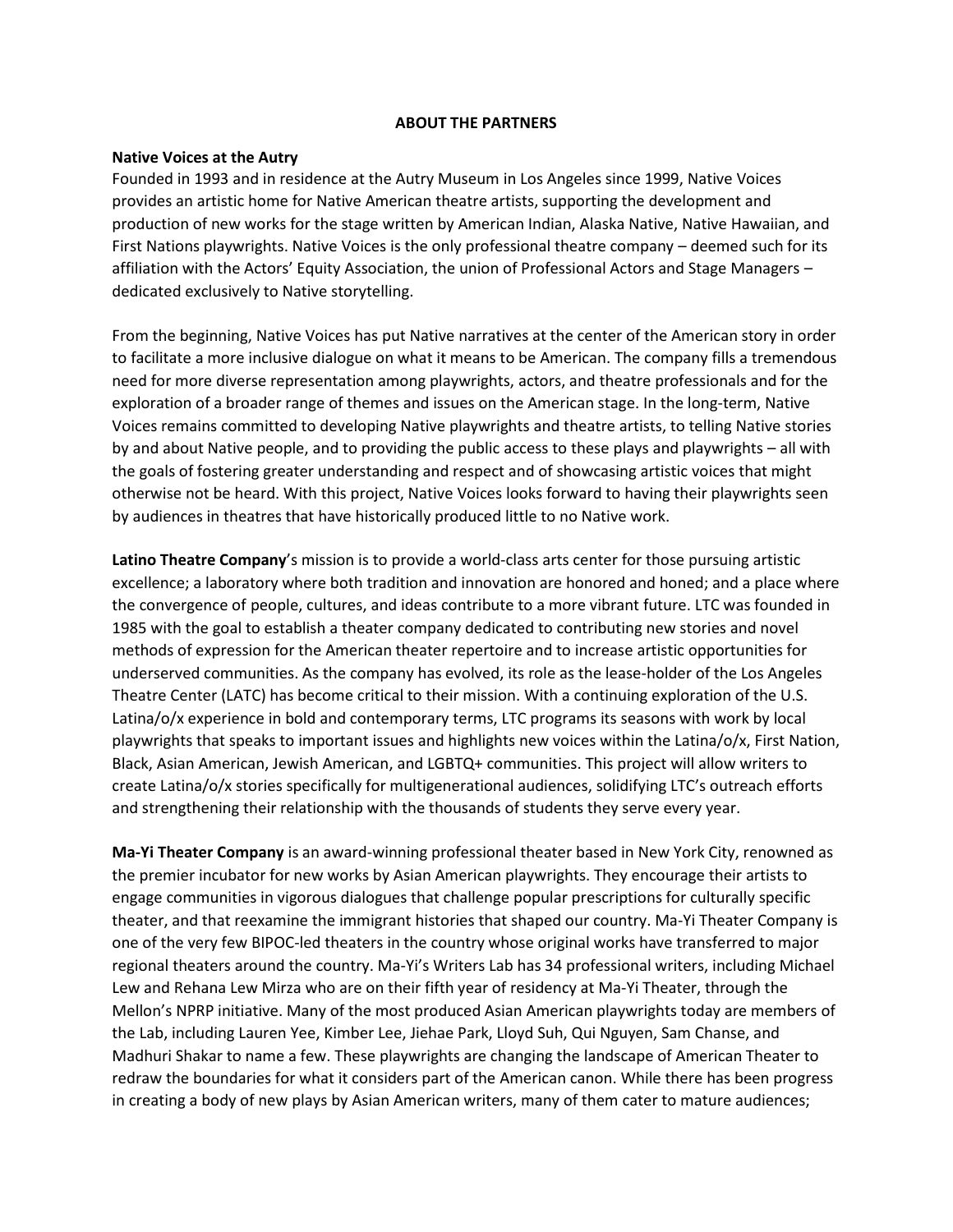**ABOUT THE PARTNERS**

**Native Voices at the Autry**
Founded in 1993 and in residence at the Autry Museum in Los Angeles since 1999, Native Voices provides an artistic home for Native American theatre artists, supporting the development and production of new works for the stage written by American Indian, Alaska Native, Native Hawaiian, and First Nations playwrights. Native Voices is the only professional theatre company – deemed such for its affiliation with the Actors' Equity Association, the union of Professional Actors and Stage Managers – dedicated exclusively to Native storytelling.

From the beginning, Native Voices has put Native narratives at the center of the American story in order to facilitate a more inclusive dialogue on what it means to be American. The company fills a tremendous need for more diverse representation among playwrights, actors, and theatre professionals and for the exploration of a broader range of themes and issues on the American stage. In the long-term, Native Voices remains committed to developing Native playwrights and theatre artists, to telling Native stories by and about Native people, and to providing the public access to these plays and playwrights – all with the goals of fostering greater understanding and respect and of showcasing artistic voices that might otherwise not be heard. With this project, Native Voices looks forward to having their playwrights seen by audiences in theatres that have historically produced little to no Native work.

**Latino Theatre Company**'s mission is to provide a world-class arts center for those pursuing artistic excellence; a laboratory where both tradition and innovation are honored and honed; and a place where the convergence of people, cultures, and ideas contribute to a more vibrant future. LTC was founded in 1985 with the goal to establish a theater company dedicated to contributing new stories and novel methods of expression for the American theater repertoire and to increase artistic opportunities for underserved communities. As the company has evolved, its role as the lease-holder of the Los Angeles Theatre Center (LATC) has become critical to their mission. With a continuing exploration of the U.S. Latina/o/x experience in bold and contemporary terms, LTC programs its seasons with work by local playwrights that speaks to important issues and highlights new voices within the Latina/o/x, First Nation, Black, Asian American, Jewish American, and LGBTQ+ communities. This project will allow writers to create Latina/o/x stories specifically for multigenerational audiences, solidifying LTC's outreach efforts and strengthening their relationship with the thousands of students they serve every year.

**Ma-Yi Theater Company** is an award-winning professional theater based in New York City, renowned as the premier incubator for new works by Asian American playwrights. They encourage their artists to engage communities in vigorous dialogues that challenge popular prescriptions for culturally specific theater, and that reexamine the immigrant histories that shaped our country. Ma-Yi Theater Company is one of the very few BIPOC-led theaters in the country whose original works have transferred to major regional theaters around the country. Ma-Yi's Writers Lab has 34 professional writers, including Michael Lew and Rehana Lew Mirza who are on their fifth year of residency at Ma-Yi Theater, through the Mellon's NPRP initiative. Many of the most produced Asian American playwrights today are members of the Lab, including Lauren Yee, Kimber Lee, Jiehae Park, Lloyd Suh, Qui Nguyen, Sam Chanse, and Madhuri Shakar to name a few. These playwrights are changing the landscape of American Theater to redraw the boundaries for what it considers part of the American canon. While there has been progress in creating a body of new plays by Asian American writers, many of them cater to mature audiences;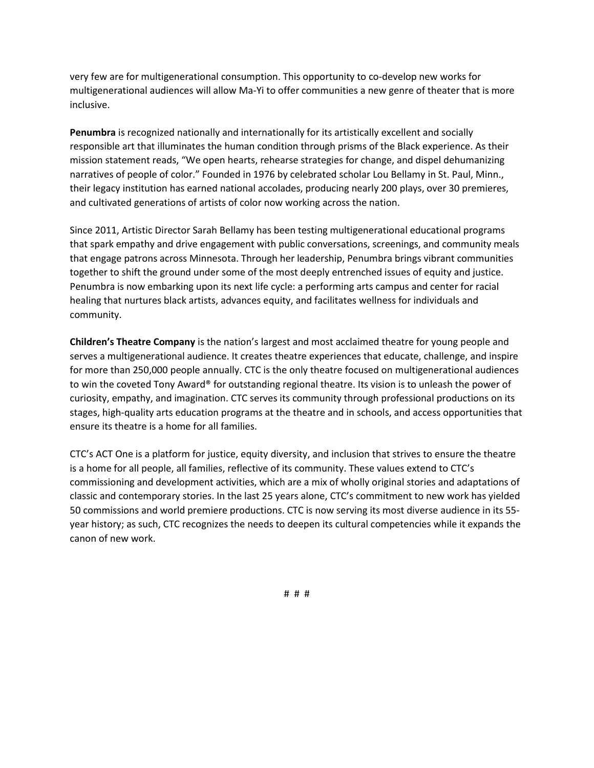very few are for multigenerational consumption. This opportunity to co-develop new works for multigenerational audiences will allow Ma-Yi to offer communities a new genre of theater that is more inclusive.

**Penumbra** is recognized nationally and internationally for its artistically excellent and socially responsible art that illuminates the human condition through prisms of the Black experience. As their mission statement reads, "We open hearts, rehearse strategies for change, and dispel dehumanizing narratives of people of color." Founded in 1976 by celebrated scholar Lou Bellamy in St. Paul, Minn., their legacy institution has earned national accolades, producing nearly 200 plays, over 30 premieres, and cultivated generations of artists of color now working across the nation.

Since 2011, Artistic Director Sarah Bellamy has been testing multigenerational educational programs that spark empathy and drive engagement with public conversations, screenings, and community meals that engage patrons across Minnesota. Through her leadership, Penumbra brings vibrant communities together to shift the ground under some of the most deeply entrenched issues of equity and justice. Penumbra is now embarking upon its next life cycle: a performing arts campus and center for racial healing that nurtures black artists, advances equity, and facilitates wellness for individuals and community.

**Children's Theatre Company** is the nation's largest and most acclaimed theatre for young people and serves a multigenerational audience. It creates theatre experiences that educate, challenge, and inspire for more than 250,000 people annually. CTC is the only theatre focused on multigenerational audiences to win the coveted Tony Award® for outstanding regional theatre. Its vision is to unleash the power of curiosity, empathy, and imagination. CTC serves its community through professional productions on its stages, high-quality arts education programs at the theatre and in schools, and access opportunities that ensure its theatre is a home for all families.

CTC's ACT One is a platform for justice, equity diversity, and inclusion that strives to ensure the theatre is a home for all people, all families, reflective of its community. These values extend to CTC's commissioning and development activities, which are a mix of wholly original stories and adaptations of classic and contemporary stories. In the last 25 years alone, CTC's commitment to new work has yielded 50 commissions and world premiere productions. CTC is now serving its most diverse audience in its 55-year history; as such, CTC recognizes the needs to deepen its cultural competencies while it expands the canon of new work.

# # #